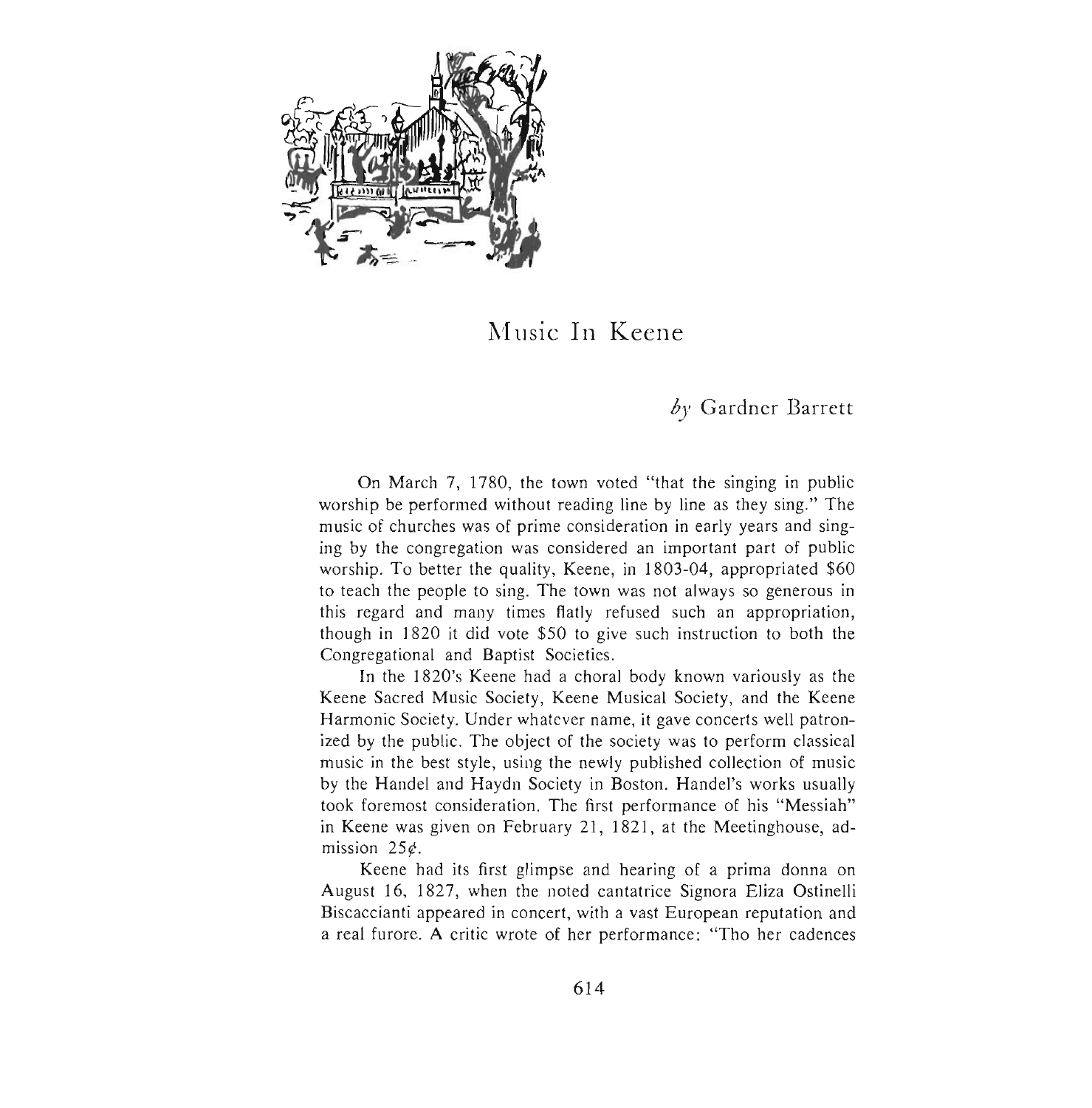# Music In Keene

*by* Gardner Barrett

On March 7, 1780, the town voted "that the singing in public worship be performed without reading line by line as they sing." The music of churches was of prime consideration in early years and singing by the congregation was considered an important part of public worship. To better the quality, Keene, in 1803-04, appropriated $60 to teach the people to sing. The town was not always so generous in this regard and many times flatly refused such an appropriation, though in 1820 it did vote $50 to give such instruction to both the Congregational and Baptist Societies.

In the 1820's Keene had a choral body known variously as the Keene Sacred Music Society, Keene Musical Society, and the Keene Harmonic Society. Under whatever name, it gave concerts well patronized by the public. The object of the society was to perform classical music in the best style, using the newly published collection of music by the Handel and Haydn Society in Boston. Handel's works usually took foremost consideration. The first performance of his "Messiah" in Keene was given on February 21, 1821, at the Meetinghouse, admission 25¢.

Keene had its first glimpse and hearing of a prima donna on August 16, 1827, when the noted cantatrice Signora Eliza Ostinelli Biscaccianti appeared in concert, with a vast European reputation and a real furore. A critic wrote of her performance: "Tho her cadences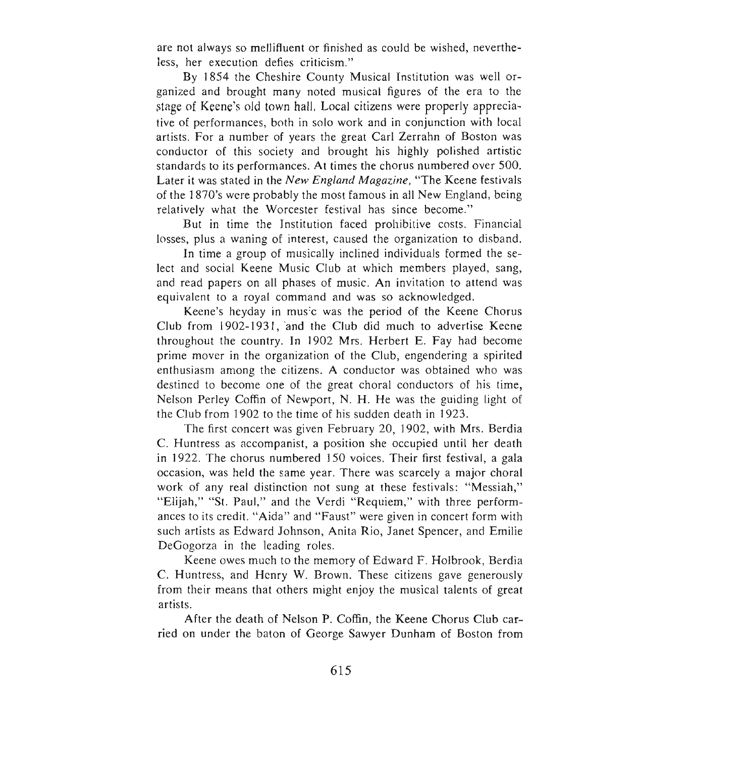are not always so mellifluent or finished as could be wished, nevertheless, her execution defies criticism."

By 1854 the Cheshire County Musical Institution was well organized and brought many noted musical figures of the era to the stage of Keene's old town hall. Local citizens were properly appreciative of performances, both in solo work and in conjunction with local artists. For a number of years the great Carl Zerrahn of Boston was conductor of this society and brought his highly polished artistic standards to its performances. At times the chorus numbered over 500. Later it was stated in the *New England Magazine*, "The Keene festivals of the 1870's were probably the most famous in all New England, being relatively what the Worcester festival has since become."

But in time the Institution faced prohibitive costs. Financial losses, plus a waning of interest, caused the organization to disband.

In time a group of musically inclined individuals formed the select and social Keene Music Club at which members played, sang, and read papers on all phases of music. An invitation to attend was equivalent to a royal command and was so acknowledged.

Keene's heyday in music was the period of the Keene Chorus Club from 1902-1931, and the Club did much to advertise Keene throughout the country. In 1902 Mrs. Herbert E. Fay had become prime mover in the organization of the Club, engendering a spirited enthusiasm among the citizens. A conductor was obtained who was destined to become one of the great choral conductors of his time, Nelson Perley Coffin of Newport, N. H. He was the guiding light of the Club from 1902 to the time of his sudden death in 1923.

The first concert was given February 20, 1902, with Mrs. Berdia C. Huntress as accompanist, a position she occupied until her death in 1922. The chorus numbered 150 voices. Their first festival, a gala occasion, was held the same year. There was scarcely a major choral work of any real distinction not sung at these festivals: "Messiah," "Elijah," "St. Paul," and the Verdi "Requiem," with three performances to its credit. "Aida" and "Faust" were given in concert form with such artists as Edward Johnson, Anita Rio, Janet Spencer, and Emilie DeGogorza in the leading roles.

Keene owes much to the memory of Edward F. Holbrook, Berdia C. Huntress, and Henry W. Brown. These citizens gave generously from their means that others might enjoy the musical talents of great artists.

After the death of Nelson P. Coffin, the Keene Chorus Club carried on under the baton of George Sawyer Dunham of Boston from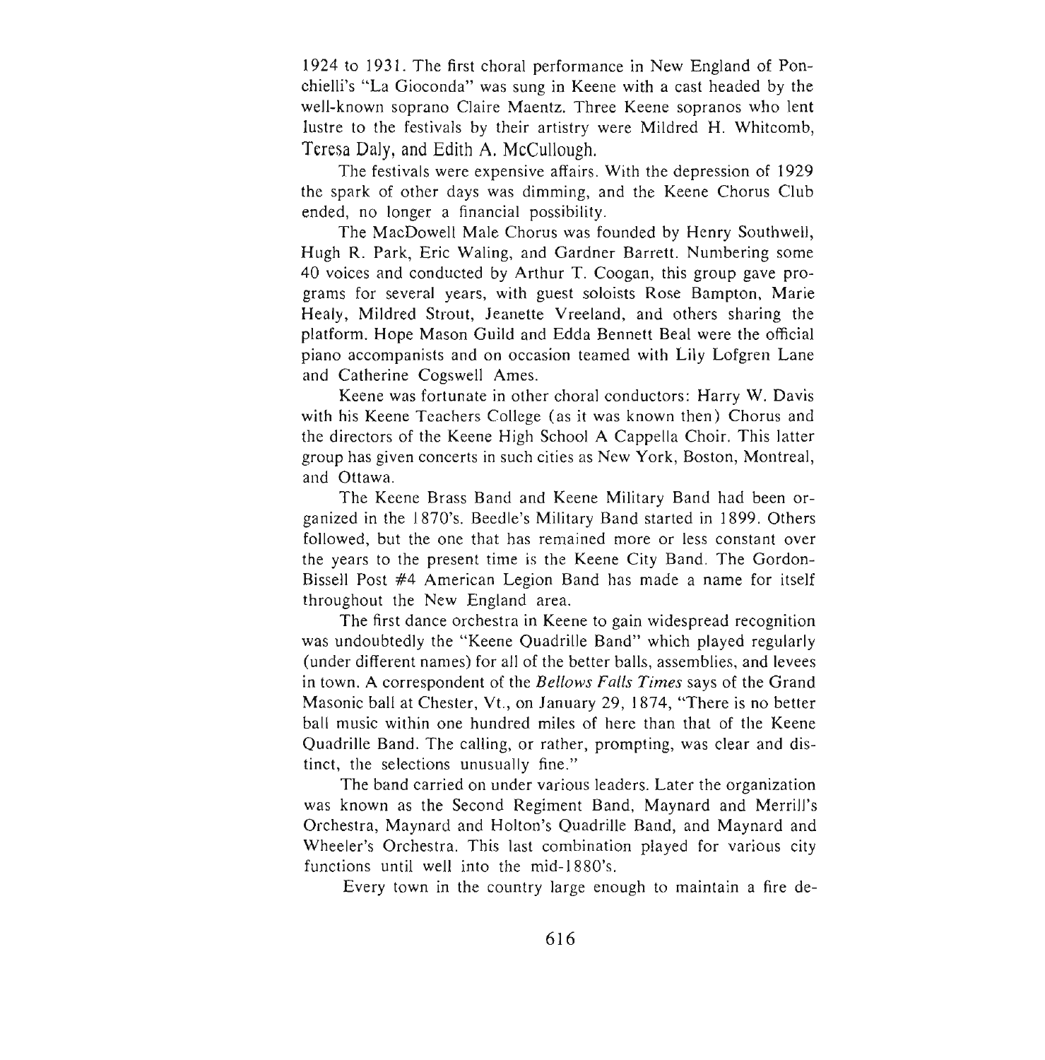1924 to 1931. The first choral performance in New England of Ponchielli's "La Gioconda" was sung in Keene with a cast headed by the well-known soprano Claire Maentz. Three Keene sopranos who lent lustre to the festivals by their artistry were Mildred H. Whitcomb, Teresa Daly, and Edith A. McCullough.

The festivals were expensive affairs. With the depression of 1929 the spark of other days was dimming, and the Keene Chorus Club ended, no longer a financial possibility.

The MacDowell Male Chorus was founded by Henry Southwell, Hugh R. Park, Eric Waling, and Gardner Barrett. Numbering some 40 voices and conducted by Arthur T. Coogan, this group gave programs for several years, with guest soloists Rose Bampton, Marie Healy, Mildred Strout, Jeanette Vreeland, and others sharing the platform. Hope Mason Guild and Edda Bennett Beal were the official piano accompanists and on occasion teamed with Lily Lofgren Lane and Catherine Cogswell Ames.

Keene was fortunate in other choral conductors: Harry W. Davis with his Keene Teachers College (as it was known then) Chorus and the directors of the Keene High School A Cappella Choir. This latter group has given concerts in such cities as New York, Boston, Montreal, and Ottawa.

The Keene Brass Band and Keene Military Band had been organized in the 1870's. Beedle's Military Band started in 1899. Others followed, but the one that has remained more or less constant over the years to the present time is the Keene City Band. The Gordon-Bissell Post #4 American Legion Band has made a name for itself throughout the New England area.

The first dance orchestra in Keene to gain widespread recognition was undoubtedly the "Keene Quadrille Band" which played regularly (under different names) for all of the better balls, assemblies, and levees in town. A correspondent of the *Bellows Falls Times* says of the Grand Masonic ball at Chester, Vt., on January 29, 1874, "There is no better ball music within one hundred miles of here than that of the Keene Quadrille Band. The calling, or rather, prompting, was clear and distinct, the selections unusually fine."

The band carried on under various leaders. Later the organization was known as the Second Regiment Band, Maynard and Merrill's Orchestra, Maynard and Holton's Quadrille Band, and Maynard and Wheeler's Orchestra. This last combination played for various city functions until well into the mid-1880's.

Every town in the country large enough to maintain a fire de-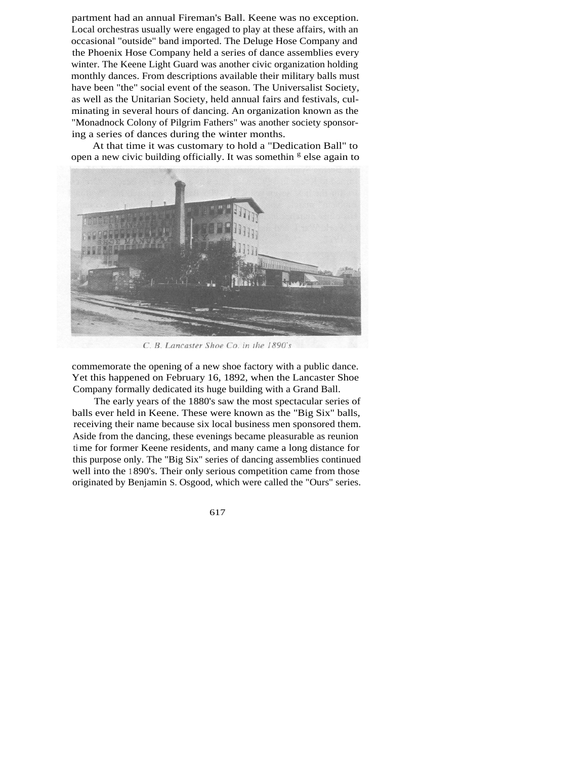partment had an annual Fireman's Ball. Keene was no exception. Local orchestras usually were engaged to play at these affairs, with an occasional "outside" band imported. The Deluge Hose Company and the Phoenix Hose Company held a series of dance assemblies every winter. The Keene Light Guard was another civic organization holding monthly dances. From descriptions available their military balls must have been "the" social event of the season. The Universalist Society, as well as the Unitarian Society, held annual fairs and festivals, culminating in several hours of dancing. An organization known as the "Monadnock Colony of Pilgrim Fathers" was another society sponsoring a series of dances during the winter months.

At that time it was customary to hold a "Dedication Ball" to open a new civic building officially. It was something else again to

*C. B. Lancaster Shoe Co. in the 1890's*

commemorate the opening of a new shoe factory with a public dance. Yet this happened on February 16, 1892, when the Lancaster Shoe Company formally dedicated its huge building with a Grand Ball.

The early years of the 1880's saw the most spectacular series of balls ever held in Keene. These were known as the "Big Six" balls, receiving their name because six local business men sponsored them. Aside from the dancing, these evenings became pleasurable as reunion time for former Keene residents, and many came a long distance for this purpose only. The "Big Six" series of dancing assemblies continued well into the 1890's. Their only serious competition came from those originated by Benjamin S. Osgood, which were called the "Ours" series.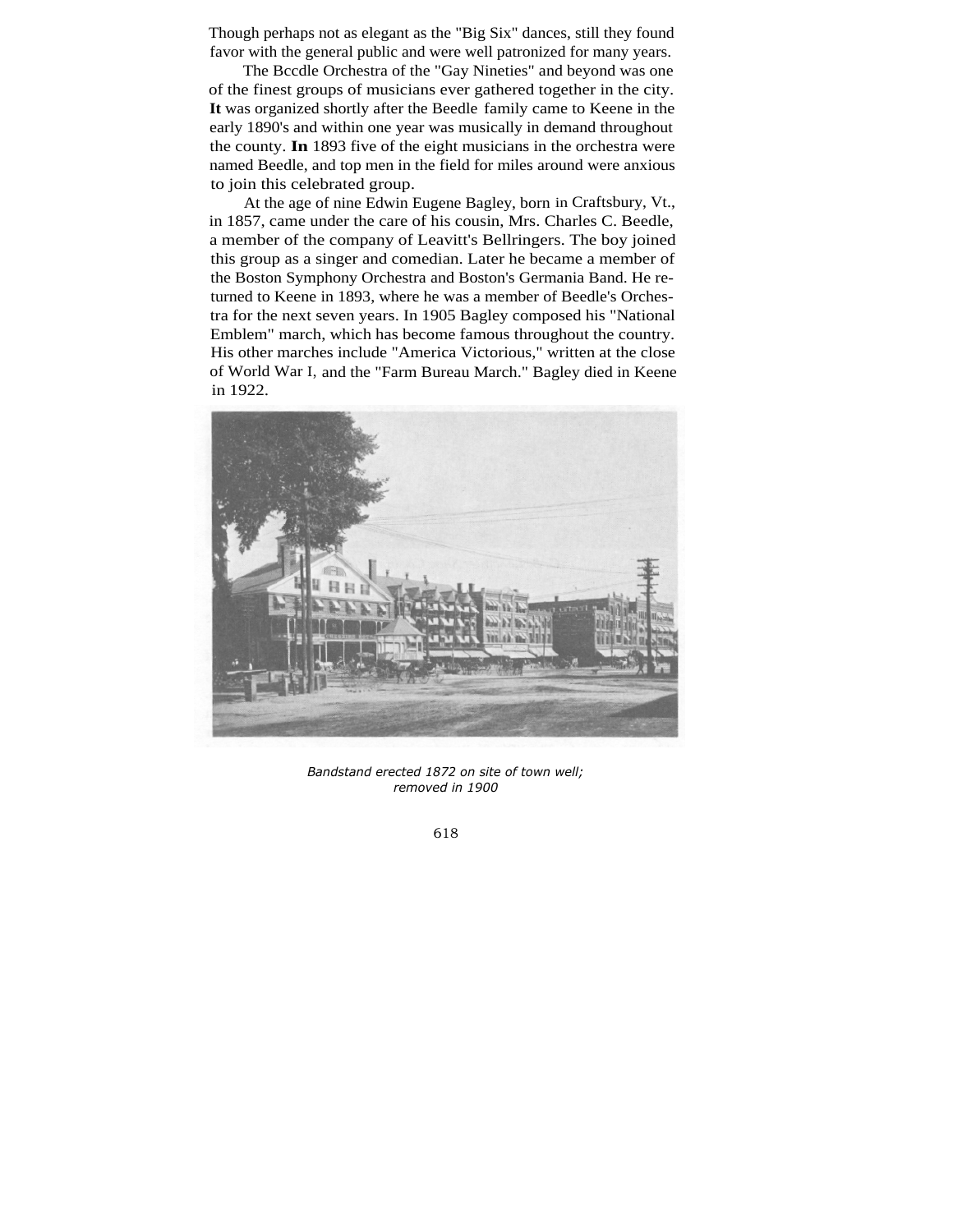Though perhaps not as elegant as the "Big Six" dances, still they found favor with the general public and were well patronized for many years.

The Bccdle Orchestra of the "Gay Nineties" and beyond was one of the finest groups of musicians ever gathered together in the city. It was organized shortly after the Beedle family came to Keene in the early 1890's and within one year was musically in demand throughout the county. In 1893 five of the eight musicians in the orchestra were named Beedle, and top men in the field for miles around were anxious to join this celebrated group.

At the age of nine Edwin Eugene Bagley, born in Craftsbury, Vt., in 1857, came under the care of his cousin, Mrs. Charles C. Beedle, a member of the company of Leavitt's Bellringers. The boy joined this group as a singer and comedian. Later he became a member of the Boston Symphony Orchestra and Boston's Germania Band. He returned to Keene in 1893, where he was a member of Beedle's Orchestra for the next seven years. In 1905 Bagley composed his "National Emblem" march, which has become famous throughout the country. His other marches include "America Victorious," written at the close of World War I, and the "Farm Bureau March." Bagley died in Keene in 1922.

*Bandstand erected 1872 on site of town well; removed in 1900*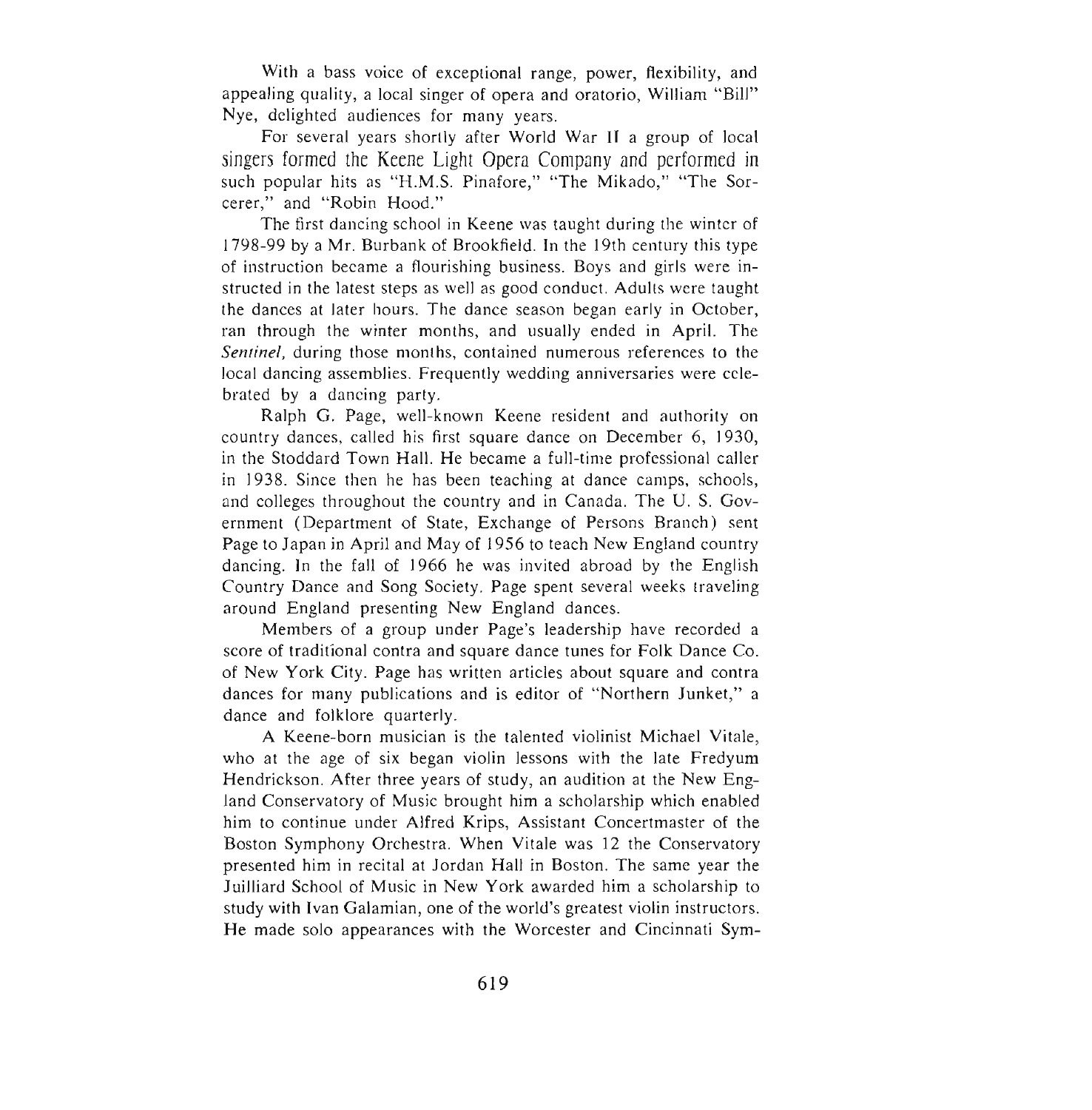With a bass voice of exceptional range, power, flexibility, and appealing quality, a local singer of opera and oratorio, William "Bill" Nye, delighted audiences for many years.

For several years shortly after World War II a group of local singers formed the Keene Light Opera Company and performed in such popular hits as "H.M.S. Pinafore," "The Mikado," "The Sorcerer," and "Robin Hood."

The first dancing school in Keene was taught during the winter of 1798-99 by a Mr. Burbank of Brookfield. In the 19th century this type of instruction became a flourishing business. Boys and girls were instructed in the latest steps as well as good conduct. Adults were taught the dances at later hours. The dance season began early in October, ran through the winter months, and usually ended in April. The *Sentinel,* during those months, contained numerous references to the local dancing assemblies. Frequently wedding anniversaries were celebrated by a dancing party.

Ralph G. Page, well-known Keene resident and authority on country dances, called his first square dance on December 6, 1930, in the Stoddard Town Hall. He became a full-time professional caller in 1938. Since then he has been teaching at dance camps, schools, and colleges throughout the country and in Canada. The U. S. Government (Department of State, Exchange of Persons Branch) sent Page to Japan in April and May of 1956 to teach New England country dancing. In the fall of 1966 he was invited abroad by the English Country Dance and Song Society. Page spent several weeks traveling around England presenting New England dances.

Members of a group under Page's leadership have recorded a score of traditional contra and square dance tunes for Folk Dance Co. of New York City. Page has written articles about square and contra dances for many publications and is editor of "Northern Junket," a dance and folklore quarterly.

A Keene-born musician is the talented violinist Michael Vitale, who at the age of six began violin lessons with the late Fredyum Hendrickson. After three years of study, an audition at the New England Conservatory of Music brought him a scholarship which enabled him to continue under Alfred Krips, Assistant Concertmaster of the Boston Symphony Orchestra. When Vitale was 12 the Conservatory presented him in recital at Jordan Hall in Boston. The same year the Juilliard School of Music in New York awarded him a scholarship to study with Ivan Galamian, one of the world's greatest violin instructors. He made solo appearances with the Worcester and Cincinnati Sym-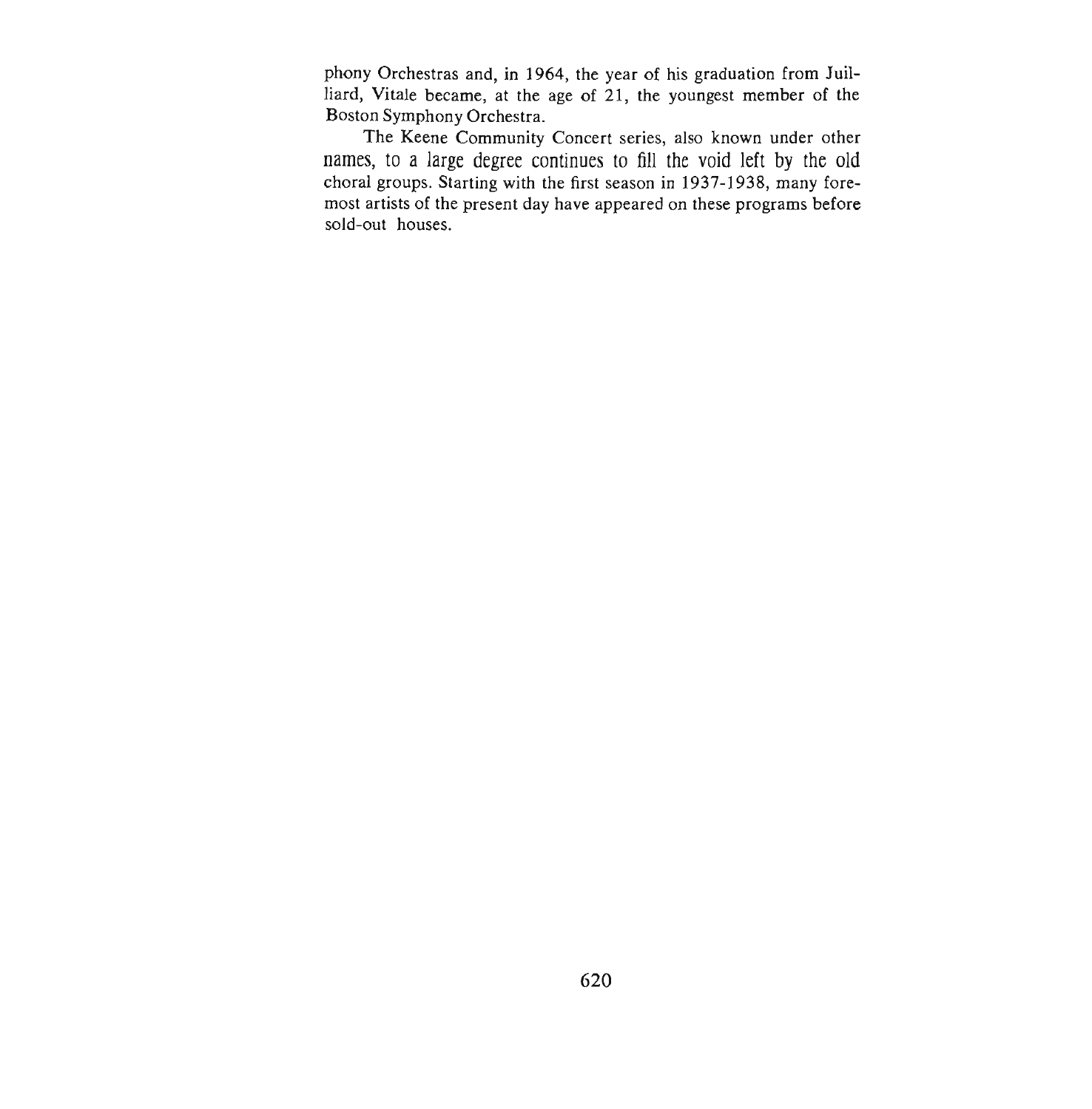phony Orchestras and, in 1964, the year of his graduation from Juilliard, Vitale became, at the age of 21, the youngest member of the Boston Symphony Orchestra.

The Keene Community Concert series, also known under other names, to a large degree continues to fill the void left by the old choral groups. Starting with the first season in 1937-1938, many foremost artists of the present day have appeared on these programs before sold-out houses.